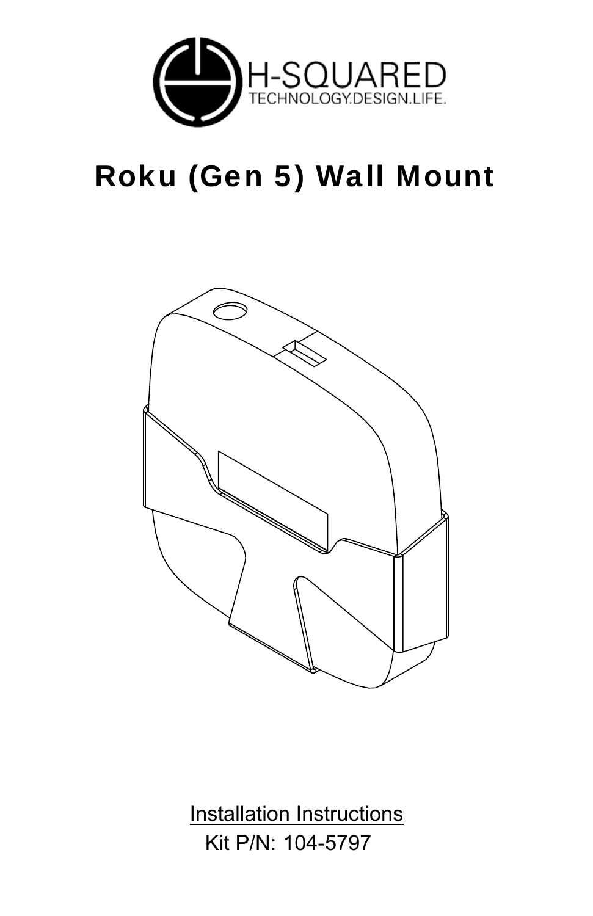H-SQUARED
TECHNOLOGY.DESIGN.LIFE.

# Roku (Gen 5) Wall Mount

Installation Instructions

Kit P/N: 104-5797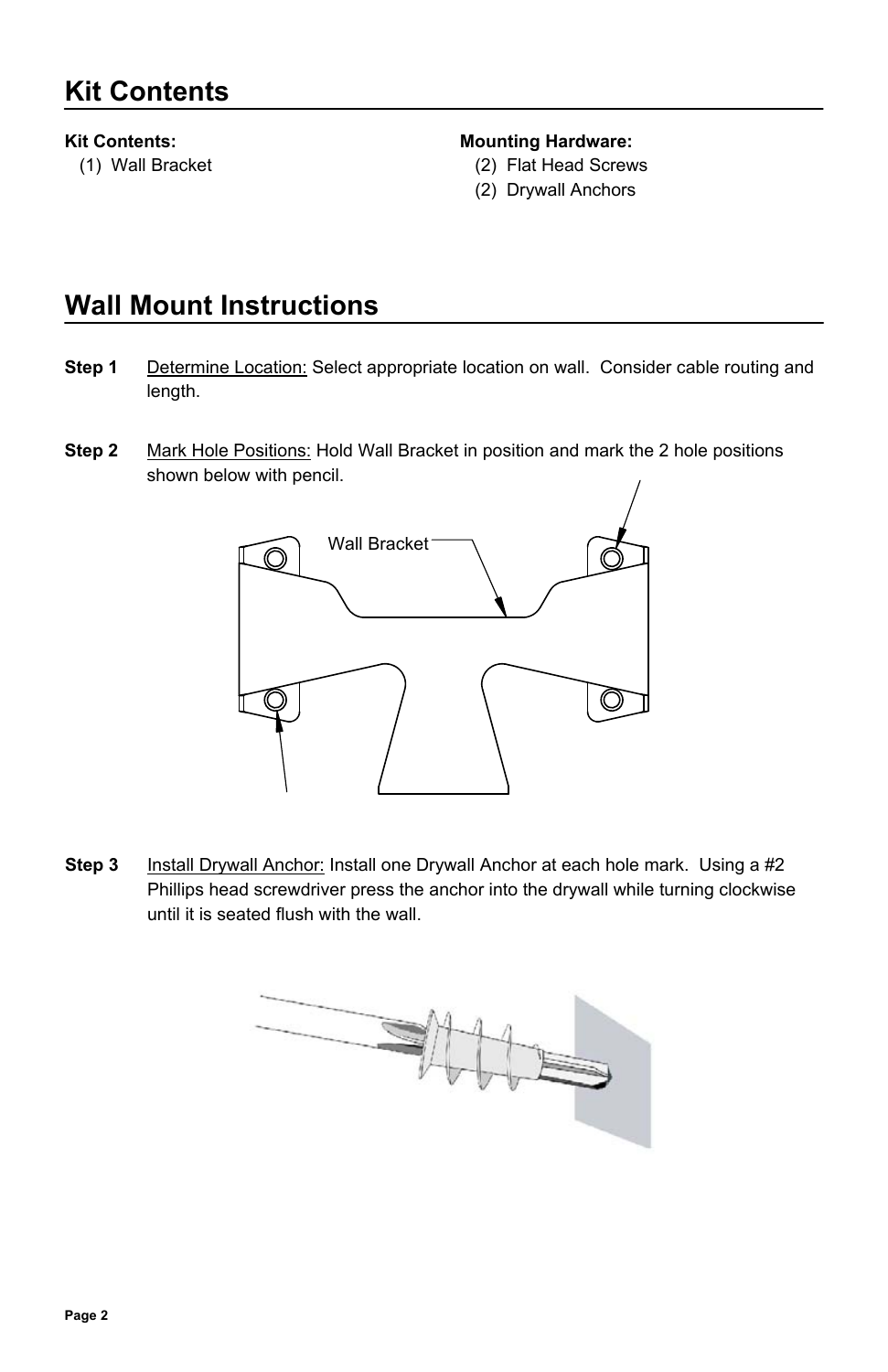# Kit Contents

**Kit Contents:**

(1) Wall Bracket

**Mounting Hardware:**

(2) Flat Head Screws

(2) Drywall Anchors

# Wall Mount Instructions

**Step 1** Determine Location: Select appropriate location on wall. Consider cable routing and length.

**Step 2** Mark Hole Positions: Hold Wall Bracket in position and mark the 2 hole positions shown below with pencil.

Wall Bracket

**Step 3** Install Drywall Anchor: Install one Drywall Anchor at each hole mark. Using a #2 Phillips head screwdriver press the anchor into the drywall while turning clockwise until it is seated flush with the wall.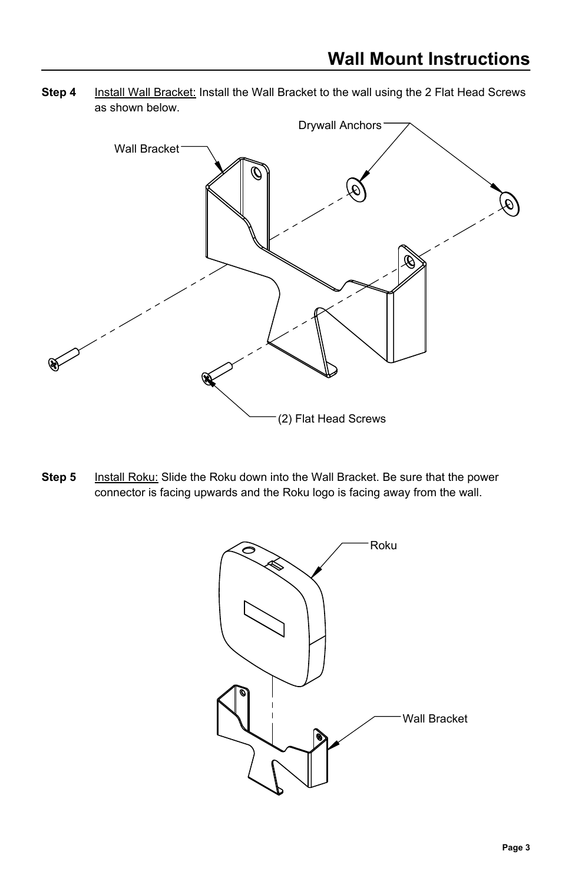# Wall Mount Instructions

**Step 4** Install Wall Bracket: Install the Wall Bracket to the wall using the 2 Flat Head Screws as shown below.

Drywall Anchors

Wall Bracket

(2) Flat Head Screws

**Step 5** Install Roku: Slide the Roku down into the Wall Bracket. Be sure that the power connector is facing upwards and the Roku logo is facing away from the wall.

Roku

Wall Bracket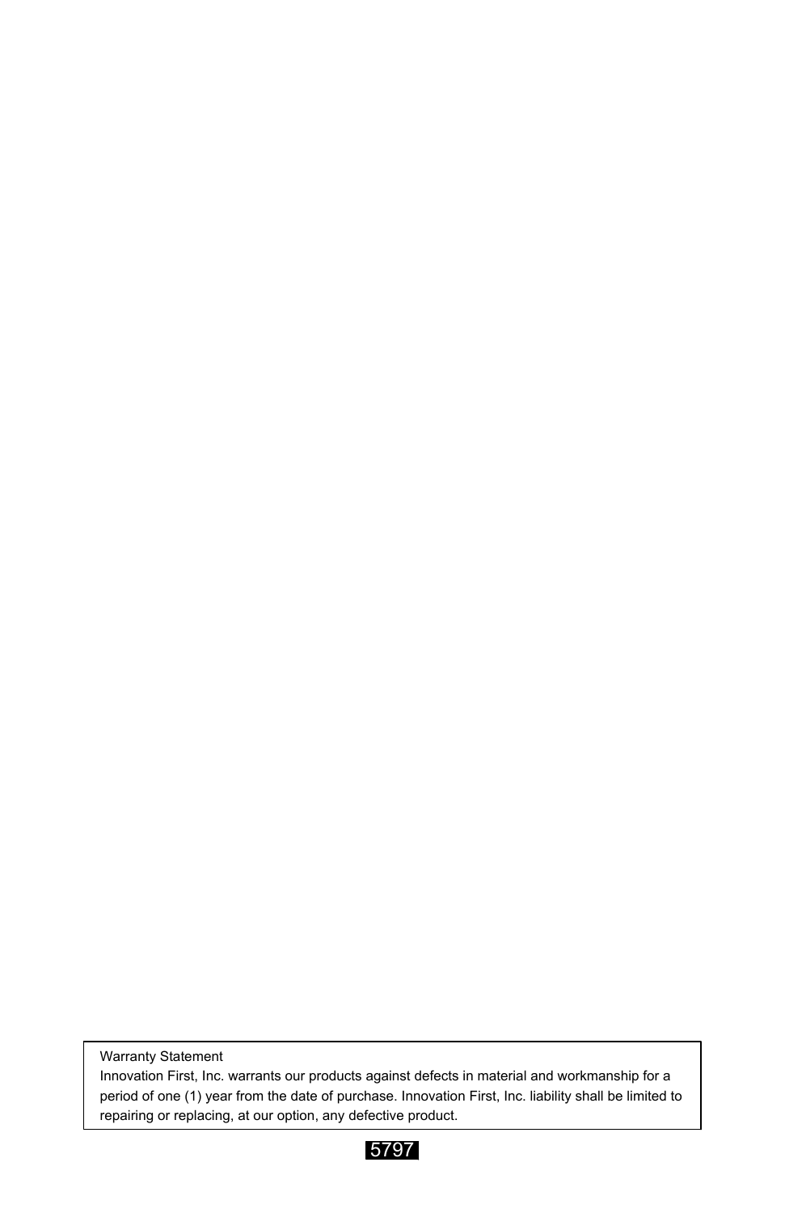Warranty Statement

Innovation First, Inc. warrants our products against defects in material and workmanship for a period of one (1) year from the date of purchase. Innovation First, Inc. liability shall be limited to repairing or replacing, at our option, any defective product.

5797